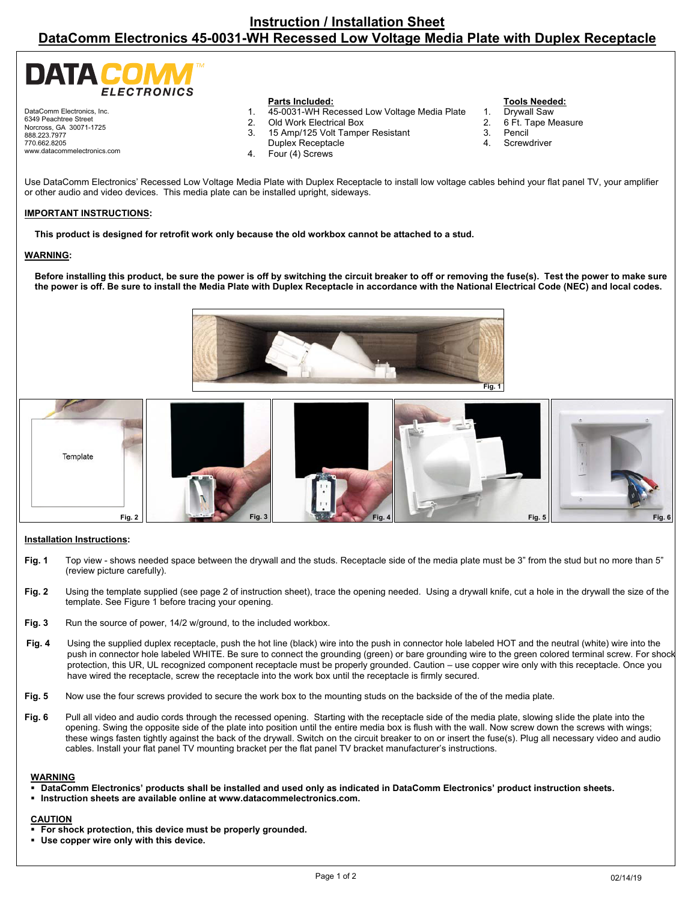# Instruction / Installation Sheet

# DataComm Electronics 45-0031-WH Recessed Low Voltage Media Plate with Duplex Receptacle

DATA COMM™ ELECTRONICS

DataComm Electronics, Inc.
6349 Peachtree Street
Norcross, GA 30071-1725
888.223.7977
770.662.8205
www.datacommelectronics.com

**Parts Included:**

1. 45-0031-WH Recessed Low Voltage Media Plate
2. Old Work Electrical Box
3. 15 Amp/125 Volt Tamper Resistant Duplex Receptacle
4. Four (4) Screws

**Tools Needed:**

1. Drywall Saw
2. 6 Ft. Tape Measure
3. Pencil
4. Screwdriver

Use DataComm Electronics' Recessed Low Voltage Media Plate with Duplex Receptacle to install low voltage cables behind your flat panel TV, your amplifier or other audio and video devices. This media plate can be installed upright, sideways.

**IMPORTANT INSTRUCTIONS:**

**This product is designed for retrofit work only because the old workbox cannot be attached to a stud.**

**WARNING:**

**Before installing this product, be sure the power is off by switching the circuit breaker to off or removing the fuse(s). Test the power to make sure the power is off. Be sure to install the Media Plate with Duplex Receptacle in accordance with the National Electrical Code (NEC) and local codes.**

Fig. 1

Template

Fig. 2 Fig. 3 Fig. 4 Fig. 5 Fig. 6

**Installation Instructions:**

**Fig. 1** Top view - shows needed space between the drywall and the studs. Receptacle side of the media plate must be 3" from the stud but no more than 5" (review picture carefully).

**Fig. 2** Using the template supplied (see page 2 of instruction sheet), trace the opening needed. Using a drywall knife, cut a hole in the drywall the size of the template. See Figure 1 before tracing your opening.

**Fig. 3** Run the source of power, 14/2 w/ground, to the included workbox.

**Fig. 4** Using the supplied duplex receptacle, push the hot line (black) wire into the push in connector hole labeled HOT and the neutral (white) wire into the push in connector hole labeled WHITE. Be sure to connect the grounding (green) or bare grounding wire to the green colored terminal screw. For shock protection, this UR, UL recognized component receptacle must be properly grounded. Caution – use copper wire only with this receptacle. Once you have wired the receptacle, screw the receptacle into the work box until the receptacle is firmly secured.

**Fig. 5** Now use the four screws provided to secure the work box to the mounting studs on the backside of the of the media plate.

**Fig. 6** Pull all video and audio cords through the recessed opening. Starting with the receptacle side of the media plate, slowing slide the plate into the opening. Swing the opposite side of the plate into position until the entire media box is flush with the wall. Now screw down the screws with wings; these wings fasten tightly against the back of the drywall. Switch on the circuit breaker to on or insert the fuse(s). Plug all necessary video and audio cables. Install your flat panel TV mounting bracket per the flat panel TV bracket manufacturer's instructions.

**WARNING**

- **DataComm Electronics' products shall be installed and used only as indicated in DataComm Electronics' product instruction sheets.**
- **Instruction sheets are available online at www.datacommelectronics.com.**

**CAUTION**

- **For shock protection, this device must be properly grounded.**
- **Use copper wire only with this device.**

02/14/19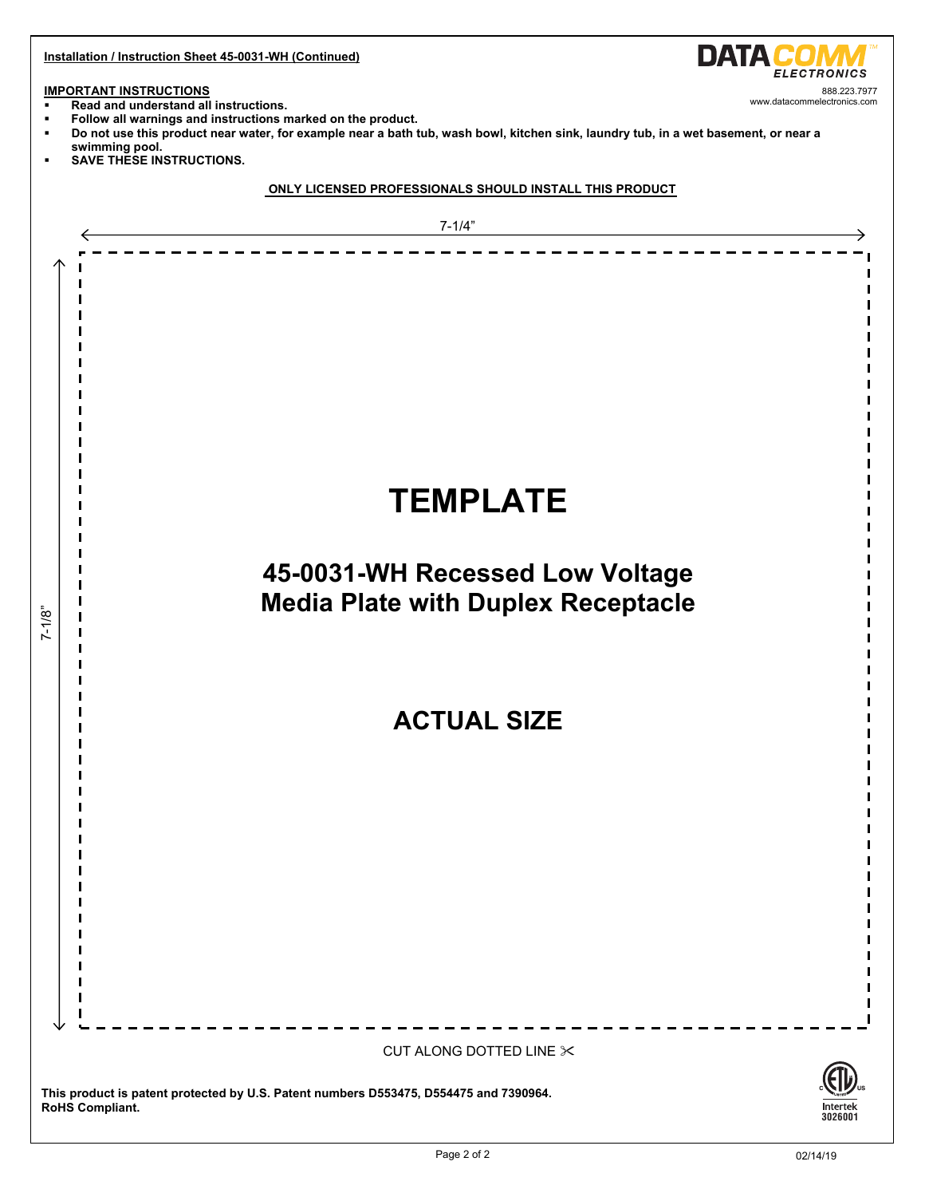**Installation / Instruction Sheet 45-0031-WH (Continued)**

DATACOMM ELECTRONICS

888.223.7977
www.datacommelectronics.com

## IMPORTANT INSTRUCTIONS

- **Read and understand all instructions.**
- **Follow all warnings and instructions marked on the product.**
- **Do not use this product near water, for example near a bath tub, wash bowl, kitchen sink, laundry tub, in a wet basement, or near a swimming pool.**
- **SAVE THESE INSTRUCTIONS.**

**ONLY LICENSED PROFESSIONALS SHOULD INSTALL THIS PRODUCT**

7-1/4”

7-1/8”

# TEMPLATE

## 45-0031-WH Recessed Low Voltage Media Plate with Duplex Receptacle

## ACTUAL SIZE

CUT ALONG DOTTED LINE ✂

**This product is patent protected by U.S. Patent numbers D553475, D554475 and 7390964.**
**RoHS Compliant.**

Intertek 3026001

02/14/19